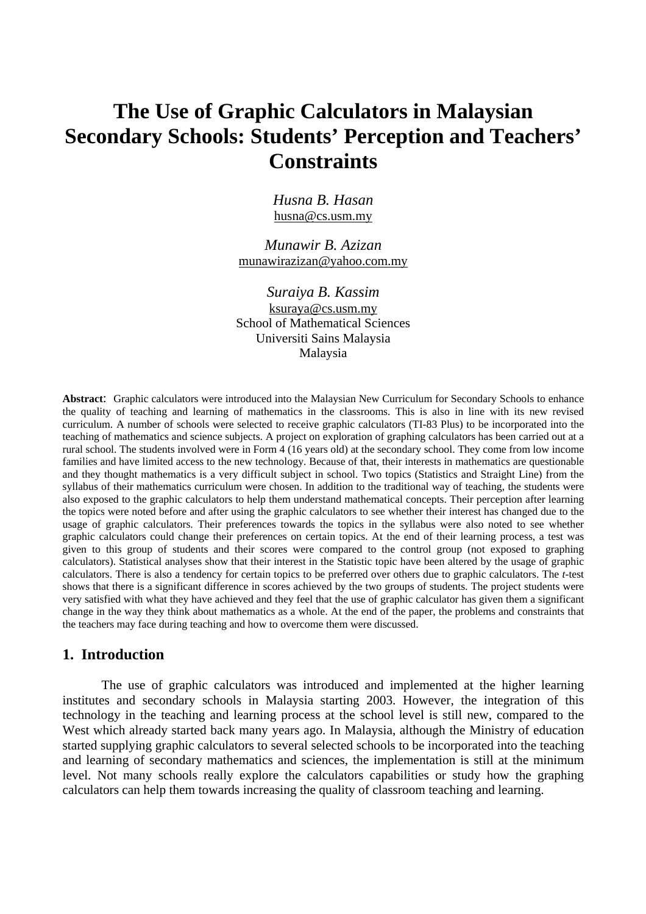# The Use of Graphic Calculators in Malaysian Secondary Schools: Students' Perception and Teachers' Constraints

*Husna B. Hasan*
husna@cs.usm.my

*Munawir B. Azizan*
munawirazizan@yahoo.com.my

*Suraiya B. Kassim*
ksuraya@cs.usm.my
School of Mathematical Sciences
Universiti Sains Malaysia
Malaysia

**Abstract**: Graphic calculators were introduced into the Malaysian New Curriculum for Secondary Schools to enhance the quality of teaching and learning of mathematics in the classrooms. This is also in line with its new revised curriculum. A number of schools were selected to receive graphic calculators (TI-83 Plus) to be incorporated into the teaching of mathematics and science subjects. A project on exploration of graphing calculators has been carried out at a rural school. The students involved were in Form 4 (16 years old) at the secondary school. They come from low income families and have limited access to the new technology. Because of that, their interests in mathematics are questionable and they thought mathematics is a very difficult subject in school. Two topics (Statistics and Straight Line) from the syllabus of their mathematics curriculum were chosen. In addition to the traditional way of teaching, the students were also exposed to the graphic calculators to help them understand mathematical concepts. Their perception after learning the topics were noted before and after using the graphic calculators to see whether their interest has changed due to the usage of graphic calculators. Their preferences towards the topics in the syllabus were also noted to see whether graphic calculators could change their preferences on certain topics. At the end of their learning process, a test was given to this group of students and their scores were compared to the control group (not exposed to graphing calculators). Statistical analyses show that their interest in the Statistic topic have been altered by the usage of graphic calculators. There is also a tendency for certain topics to be preferred over others due to graphic calculators. The *t*-test shows that there is a significant difference in scores achieved by the two groups of students. The project students were very satisfied with what they have achieved and they feel that the use of graphic calculator has given them a significant change in the way they think about mathematics as a whole. At the end of the paper, the problems and constraints that the teachers may face during teaching and how to overcome them were discussed.

## 1. Introduction

The use of graphic calculators was introduced and implemented at the higher learning institutes and secondary schools in Malaysia starting 2003. However, the integration of this technology in the teaching and learning process at the school level is still new, compared to the West which already started back many years ago. In Malaysia, although the Ministry of education started supplying graphic calculators to several selected schools to be incorporated into the teaching and learning of secondary mathematics and sciences, the implementation is still at the minimum level. Not many schools really explore the calculators capabilities or study how the graphing calculators can help them towards increasing the quality of classroom teaching and learning.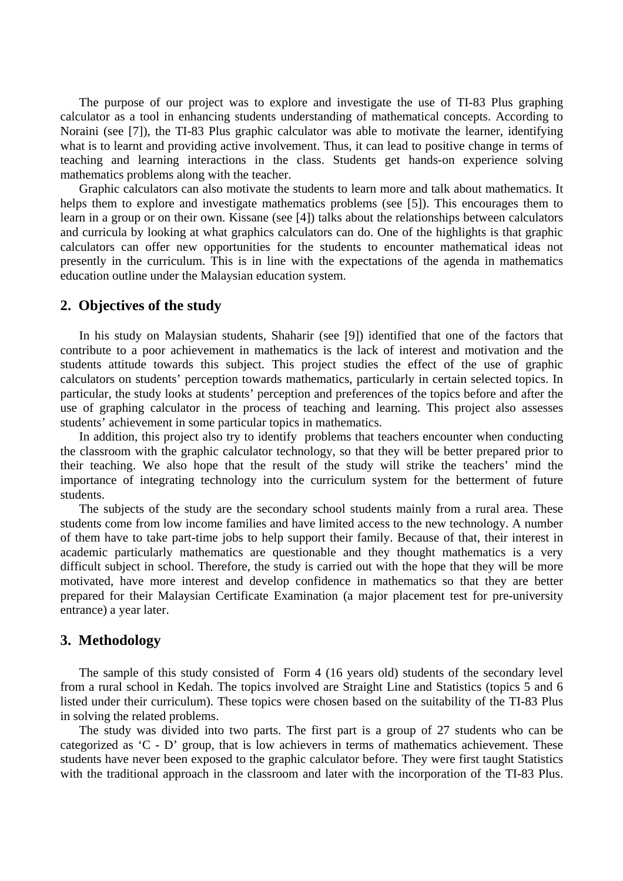The purpose of our project was to explore and investigate the use of TI-83 Plus graphing calculator as a tool in enhancing students understanding of mathematical concepts. According to Noraini (see [7]), the TI-83 Plus graphic calculator was able to motivate the learner, identifying what is to learnt and providing active involvement. Thus, it can lead to positive change in terms of teaching and learning interactions in the class. Students get hands-on experience solving mathematics problems along with the teacher.

Graphic calculators can also motivate the students to learn more and talk about mathematics. It helps them to explore and investigate mathematics problems (see [5]). This encourages them to learn in a group or on their own. Kissane (see [4]) talks about the relationships between calculators and curricula by looking at what graphics calculators can do. One of the highlights is that graphic calculators can offer new opportunities for the students to encounter mathematical ideas not presently in the curriculum. This is in line with the expectations of the agenda in mathematics education outline under the Malaysian education system.

## 2. Objectives of the study

In his study on Malaysian students, Shaharir (see [9]) identified that one of the factors that contribute to a poor achievement in mathematics is the lack of interest and motivation and the students attitude towards this subject. This project studies the effect of the use of graphic calculators on students' perception towards mathematics, particularly in certain selected topics. In particular, the study looks at students' perception and preferences of the topics before and after the use of graphing calculator in the process of teaching and learning. This project also assesses students' achievement in some particular topics in mathematics.

In addition, this project also try to identify problems that teachers encounter when conducting the classroom with the graphic calculator technology, so that they will be better prepared prior to their teaching. We also hope that the result of the study will strike the teachers' mind the importance of integrating technology into the curriculum system for the betterment of future students.

The subjects of the study are the secondary school students mainly from a rural area. These students come from low income families and have limited access to the new technology. A number of them have to take part-time jobs to help support their family. Because of that, their interest in academic particularly mathematics are questionable and they thought mathematics is a very difficult subject in school. Therefore, the study is carried out with the hope that they will be more motivated, have more interest and develop confidence in mathematics so that they are better prepared for their Malaysian Certificate Examination (a major placement test for pre-university entrance) a year later.

## 3. Methodology

The sample of this study consisted of Form 4 (16 years old) students of the secondary level from a rural school in Kedah. The topics involved are Straight Line and Statistics (topics 5 and 6 listed under their curriculum). These topics were chosen based on the suitability of the TI-83 Plus in solving the related problems.

The study was divided into two parts. The first part is a group of 27 students who can be categorized as 'C - D' group, that is low achievers in terms of mathematics achievement. These students have never been exposed to the graphic calculator before. They were first taught Statistics with the traditional approach in the classroom and later with the incorporation of the TI-83 Plus.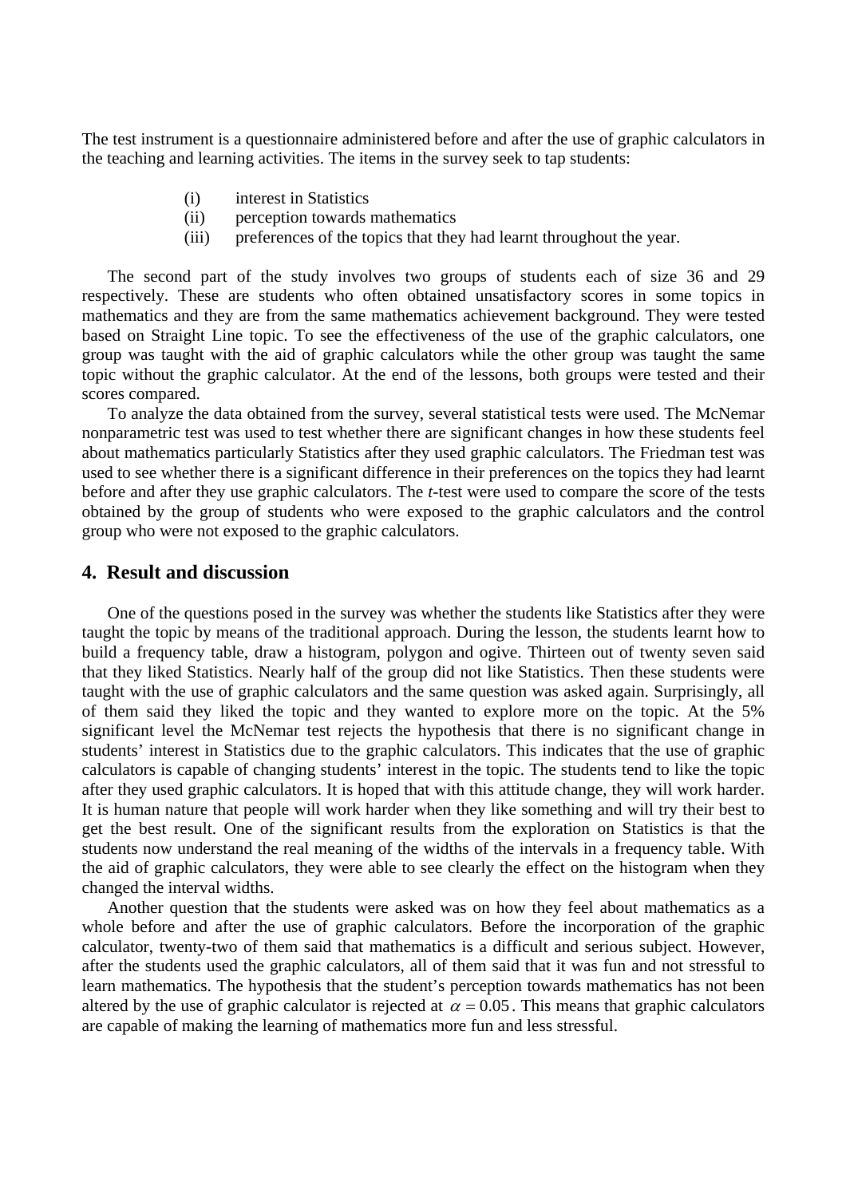The test instrument is a questionnaire administered before and after the use of graphic calculators in the teaching and learning activities. The items in the survey seek to tap students:

(i) interest in Statistics
(ii) perception towards mathematics
(iii) preferences of the topics that they had learnt throughout the year.

The second part of the study involves two groups of students each of size 36 and 29 respectively. These are students who often obtained unsatisfactory scores in some topics in mathematics and they are from the same mathematics achievement background. They were tested based on Straight Line topic. To see the effectiveness of the use of the graphic calculators, one group was taught with the aid of graphic calculators while the other group was taught the same topic without the graphic calculator. At the end of the lessons, both groups were tested and their scores compared.

To analyze the data obtained from the survey, several statistical tests were used. The McNemar nonparametric test was used to test whether there are significant changes in how these students feel about mathematics particularly Statistics after they used graphic calculators. The Friedman test was used to see whether there is a significant difference in their preferences on the topics they had learnt before and after they use graphic calculators. The *t*-test were used to compare the score of the tests obtained by the group of students who were exposed to the graphic calculators and the control group who were not exposed to the graphic calculators.

## 4. Result and discussion

One of the questions posed in the survey was whether the students like Statistics after they were taught the topic by means of the traditional approach. During the lesson, the students learnt how to build a frequency table, draw a histogram, polygon and ogive. Thirteen out of twenty seven said that they liked Statistics. Nearly half of the group did not like Statistics. Then these students were taught with the use of graphic calculators and the same question was asked again. Surprisingly, all of them said they liked the topic and they wanted to explore more on the topic. At the 5% significant level the McNemar test rejects the hypothesis that there is no significant change in students' interest in Statistics due to the graphic calculators. This indicates that the use of graphic calculators is capable of changing students' interest in the topic. The students tend to like the topic after they used graphic calculators. It is hoped that with this attitude change, they will work harder. It is human nature that people will work harder when they like something and will try their best to get the best result. One of the significant results from the exploration on Statistics is that the students now understand the real meaning of the widths of the intervals in a frequency table. With the aid of graphic calculators, they were able to see clearly the effect on the histogram when they changed the interval widths.

Another question that the students were asked was on how they feel about mathematics as a whole before and after the use of graphic calculators. Before the incorporation of the graphic calculator, twenty-two of them said that mathematics is a difficult and serious subject. However, after the students used the graphic calculators, all of them said that it was fun and not stressful to learn mathematics. The hypothesis that the student's perception towards mathematics has not been altered by the use of graphic calculator is rejected at $\alpha = 0.05$. This means that graphic calculators are capable of making the learning of mathematics more fun and less stressful.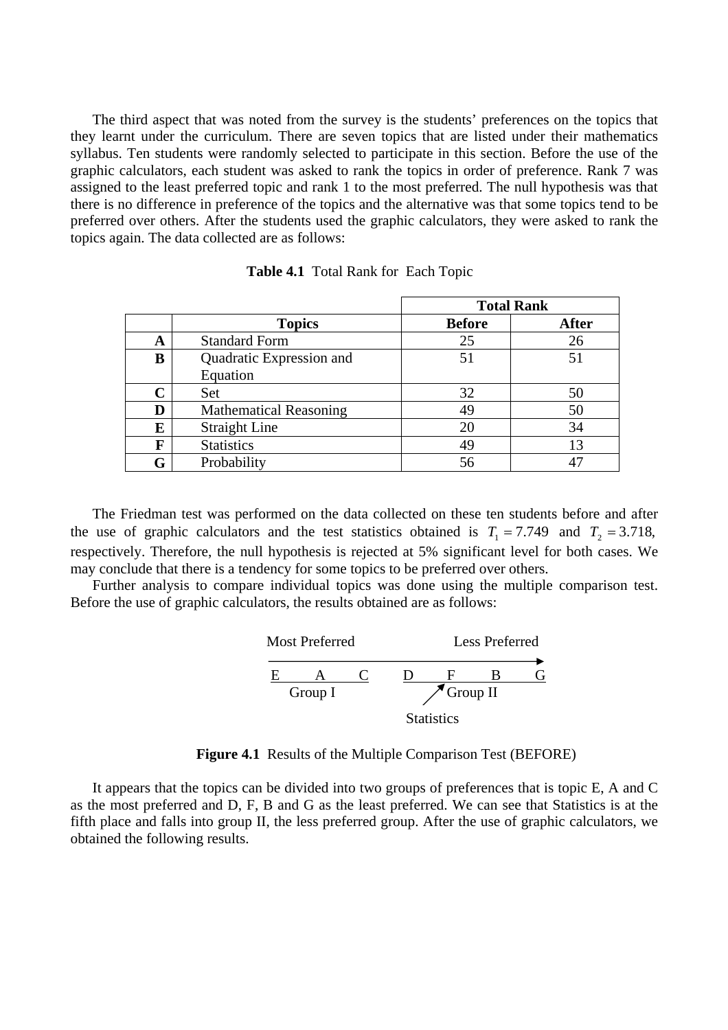The third aspect that was noted from the survey is the students' preferences on the topics that they learnt under the curriculum. There are seven topics that are listed under their mathematics syllabus. Ten students were randomly selected to participate in this section. Before the use of the graphic calculators, each student was asked to rank the topics in order of preference. Rank 7 was assigned to the least preferred topic and rank 1 to the most preferred. The null hypothesis was that there is no difference in preference of the topics and the alternative was that some topics tend to be preferred over others. After the students used the graphic calculators, they were asked to rank the topics again. The data collected are as follows:

**Table 4.1** Total Rank for Each Topic

| | | Total Rank | |
|---|---|---|---|
| | **Topics** | **Before** | **After** |
| **A** | Standard Form | 25 | 26 |
| **B** | Quadratic Expression and Equation | 51 | 51 |
| **C** | Set | 32 | 50 |
| **D** | Mathematical Reasoning | 49 | 50 |
| **E** | Straight Line | 20 | 34 |
| **F** | Statistics | 49 | 13 |
| **G** | Probability | 56 | 47 |

The Friedman test was performed on the data collected on these ten students before and after the use of graphic calculators and the test statistics obtained is $T_1 = 7.749$ and $T_2 = 3.718$, respectively. Therefore, the null hypothesis is rejected at 5% significant level for both cases. We may conclude that there is a tendency for some topics to be preferred over others.

Further analysis to compare individual topics was done using the multiple comparison test. Before the use of graphic calculators, the results obtained are as follows:

Most Preferred → Less Preferred

E A C (Group I) D F B G (Group II)

Statistics (arrow pointing to F)

**Figure 4.1** Results of the Multiple Comparison Test (BEFORE)

It appears that the topics can be divided into two groups of preferences that is topic E, A and C as the most preferred and D, F, B and G as the least preferred. We can see that Statistics is at the fifth place and falls into group II, the less preferred group. After the use of graphic calculators, we obtained the following results.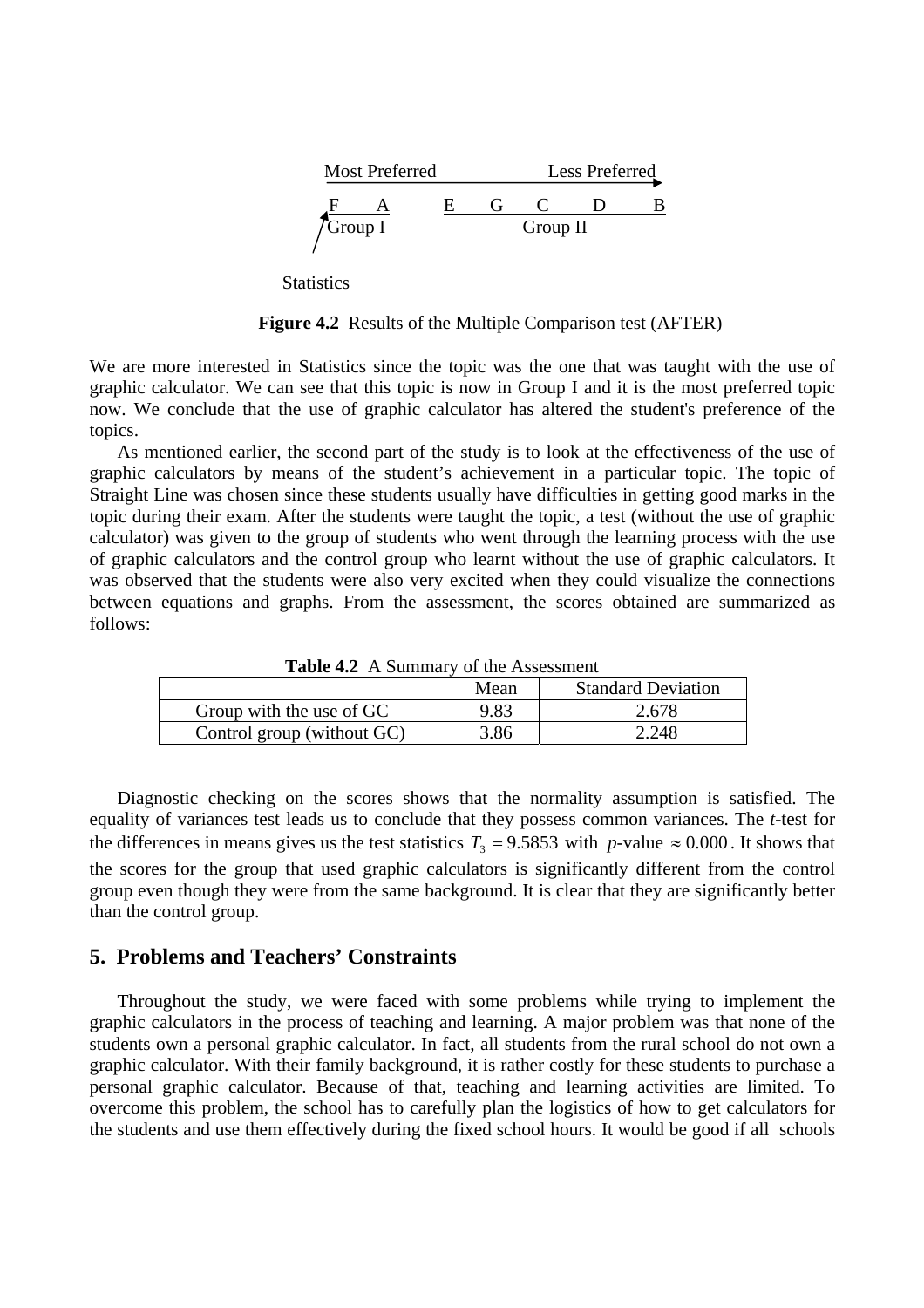Most Preferred Less Preferred

F A E G C D B

Group I Group II

Statistics

**Figure 4.2** Results of the Multiple Comparison test (AFTER)

We are more interested in Statistics since the topic was the one that was taught with the use of graphic calculator. We can see that this topic is now in Group I and it is the most preferred topic now. We conclude that the use of graphic calculator has altered the student's preference of the topics.

As mentioned earlier, the second part of the study is to look at the effectiveness of the use of graphic calculators by means of the student's achievement in a particular topic. The topic of Straight Line was chosen since these students usually have difficulties in getting good marks in the topic during their exam. After the students were taught the topic, a test (without the use of graphic calculator) was given to the group of students who went through the learning process with the use of graphic calculators and the control group who learnt without the use of graphic calculators. It was observed that the students were also very excited when they could visualize the connections between equations and graphs. From the assessment, the scores obtained are summarized as follows:

**Table 4.2** A Summary of the Assessment

| | Mean | Standard Deviation |
|---|---|---|
| Group with the use of GC | 9.83 | 2.678 |
| Control group (without GC) | 3.86 | 2.248 |

Diagnostic checking on the scores shows that the normality assumption is satisfied. The equality of variances test leads us to conclude that they possess common variances. The *t*-test for the differences in means gives us the test statistics $T_3 = 9.5853$ with $p$-value $\approx 0.000$. It shows that the scores for the group that used graphic calculators is significantly different from the control group even though they were from the same background. It is clear that they are significantly better than the control group.

## 5. Problems and Teachers' Constraints

Throughout the study, we were faced with some problems while trying to implement the graphic calculators in the process of teaching and learning. A major problem was that none of the students own a personal graphic calculator. In fact, all students from the rural school do not own a graphic calculator. With their family background, it is rather costly for these students to purchase a personal graphic calculator. Because of that, teaching and learning activities are limited. To overcome this problem, the school has to carefully plan the logistics of how to get calculators for the students and use them effectively during the fixed school hours. It would be good if all schools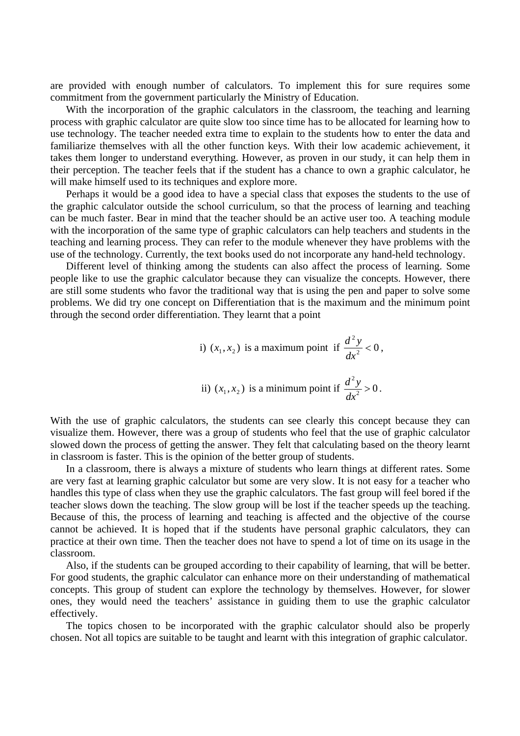are provided with enough number of calculators. To implement this for sure requires some commitment from the government particularly the Ministry of Education.

With the incorporation of the graphic calculators in the classroom, the teaching and learning process with graphic calculator are quite slow too since time has to be allocated for learning how to use technology. The teacher needed extra time to explain to the students how to enter the data and familiarize themselves with all the other function keys. With their low academic achievement, it takes them longer to understand everything. However, as proven in our study, it can help them in their perception. The teacher feels that if the student has a chance to own a graphic calculator, he will make himself used to its techniques and explore more.

Perhaps it would be a good idea to have a special class that exposes the students to the use of the graphic calculator outside the school curriculum, so that the process of learning and teaching can be much faster. Bear in mind that the teacher should be an active user too. A teaching module with the incorporation of the same type of graphic calculators can help teachers and students in the teaching and learning process. They can refer to the module whenever they have problems with the use of the technology. Currently, the text books used do not incorporate any hand-held technology.

Different level of thinking among the students can also affect the process of learning. Some people like to use the graphic calculator because they can visualize the concepts. However, there are still some students who favor the traditional way that is using the pen and paper to solve some problems. We did try one concept on Differentiation that is the maximum and the minimum point through the second order differentiation. They learnt that a point

i) $(x_1, x_2)$ is a maximum point if $\dfrac{d^2y}{dx^2} < 0$,

ii) $(x_1, x_2)$ is a minimum point if $\dfrac{d^2y}{dx^2} > 0$.

With the use of graphic calculators, the students can see clearly this concept because they can visualize them. However, there was a group of students who feel that the use of graphic calculator slowed down the process of getting the answer. They felt that calculating based on the theory learnt in classroom is faster. This is the opinion of the better group of students.

In a classroom, there is always a mixture of students who learn things at different rates. Some are very fast at learning graphic calculator but some are very slow. It is not easy for a teacher who handles this type of class when they use the graphic calculators. The fast group will feel bored if the teacher slows down the teaching. The slow group will be lost if the teacher speeds up the teaching. Because of this, the process of learning and teaching is affected and the objective of the course cannot be achieved. It is hoped that if the students have personal graphic calculators, they can practice at their own time. Then the teacher does not have to spend a lot of time on its usage in the classroom.

Also, if the students can be grouped according to their capability of learning, that will be better. For good students, the graphic calculator can enhance more on their understanding of mathematical concepts. This group of student can explore the technology by themselves. However, for slower ones, they would need the teachers' assistance in guiding them to use the graphic calculator effectively.

The topics chosen to be incorporated with the graphic calculator should also be properly chosen. Not all topics are suitable to be taught and learnt with this integration of graphic calculator.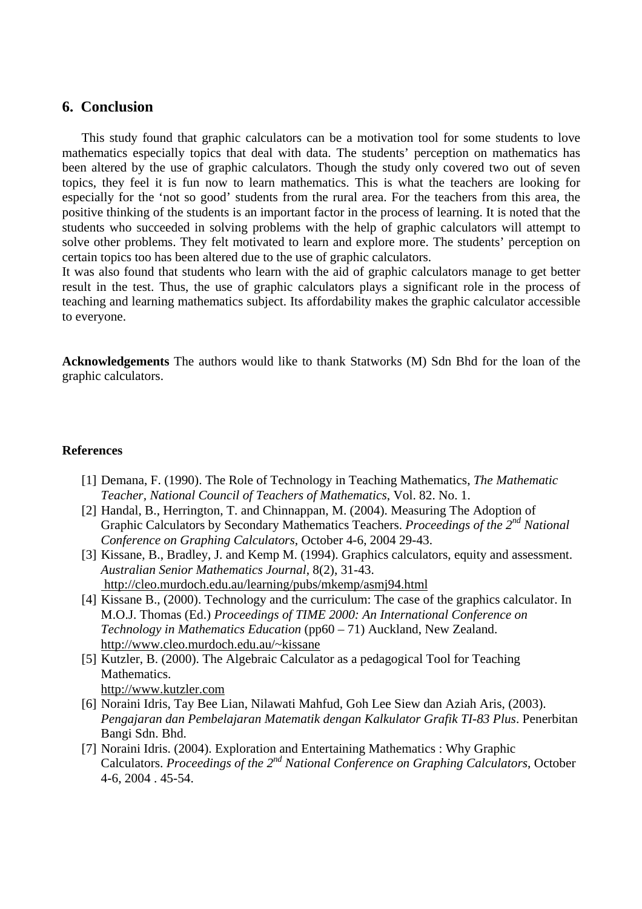## 6. Conclusion

This study found that graphic calculators can be a motivation tool for some students to love mathematics especially topics that deal with data. The students' perception on mathematics has been altered by the use of graphic calculators. Though the study only covered two out of seven topics, they feel it is fun now to learn mathematics. This is what the teachers are looking for especially for the 'not so good' students from the rural area. For the teachers from this area, the positive thinking of the students is an important factor in the process of learning. It is noted that the students who succeeded in solving problems with the help of graphic calculators will attempt to solve other problems. They felt motivated to learn and explore more. The students' perception on certain topics too has been altered due to the use of graphic calculators.

It was also found that students who learn with the aid of graphic calculators manage to get better result in the test. Thus, the use of graphic calculators plays a significant role in the process of teaching and learning mathematics subject. Its affordability makes the graphic calculator accessible to everyone.

**Acknowledgements** The authors would like to thank Statworks (M) Sdn Bhd for the loan of the graphic calculators.

**References**

[1] Demana, F. (1990). The Role of Technology in Teaching Mathematics, *The Mathematic Teacher, National Council of Teachers of Mathematics*, Vol. 82. No. 1.

[2] Handal, B., Herrington, T. and Chinnappan, M. (2004). Measuring The Adoption of Graphic Calculators by Secondary Mathematics Teachers. *Proceedings of the 2nd National Conference on Graphing Calculators*, October 4-6, 2004 29-43.

[3] Kissane, B., Bradley, J. and Kemp M. (1994). Graphics calculators, equity and assessment. *Australian Senior Mathematics Journal*, 8(2), 31-43. http://cleo.murdoch.edu.au/learning/pubs/mkemp/asmj94.html

[4] Kissane B., (2000). Technology and the curriculum: The case of the graphics calculator. In M.O.J. Thomas (Ed.) *Proceedings of TIME 2000: An International Conference on Technology in Mathematics Education* (pp60 – 71) Auckland, New Zealand. http://www.cleo.murdoch.edu.au/~kissane

[5] Kutzler, B. (2000). The Algebraic Calculator as a pedagogical Tool for Teaching Mathematics. http://www.kutzler.com

[6] Noraini Idris, Tay Bee Lian, Nilawati Mahfud, Goh Lee Siew dan Aziah Aris, (2003). *Pengajaran dan Pembelajaran Matematik dengan Kalkulator Grafik TI-83 Plus*. Penerbitan Bangi Sdn. Bhd.

[7] Noraini Idris. (2004). Exploration and Entertaining Mathematics : Why Graphic Calculators. *Proceedings of the 2nd National Conference on Graphing Calculators*, October 4-6, 2004 . 45-54.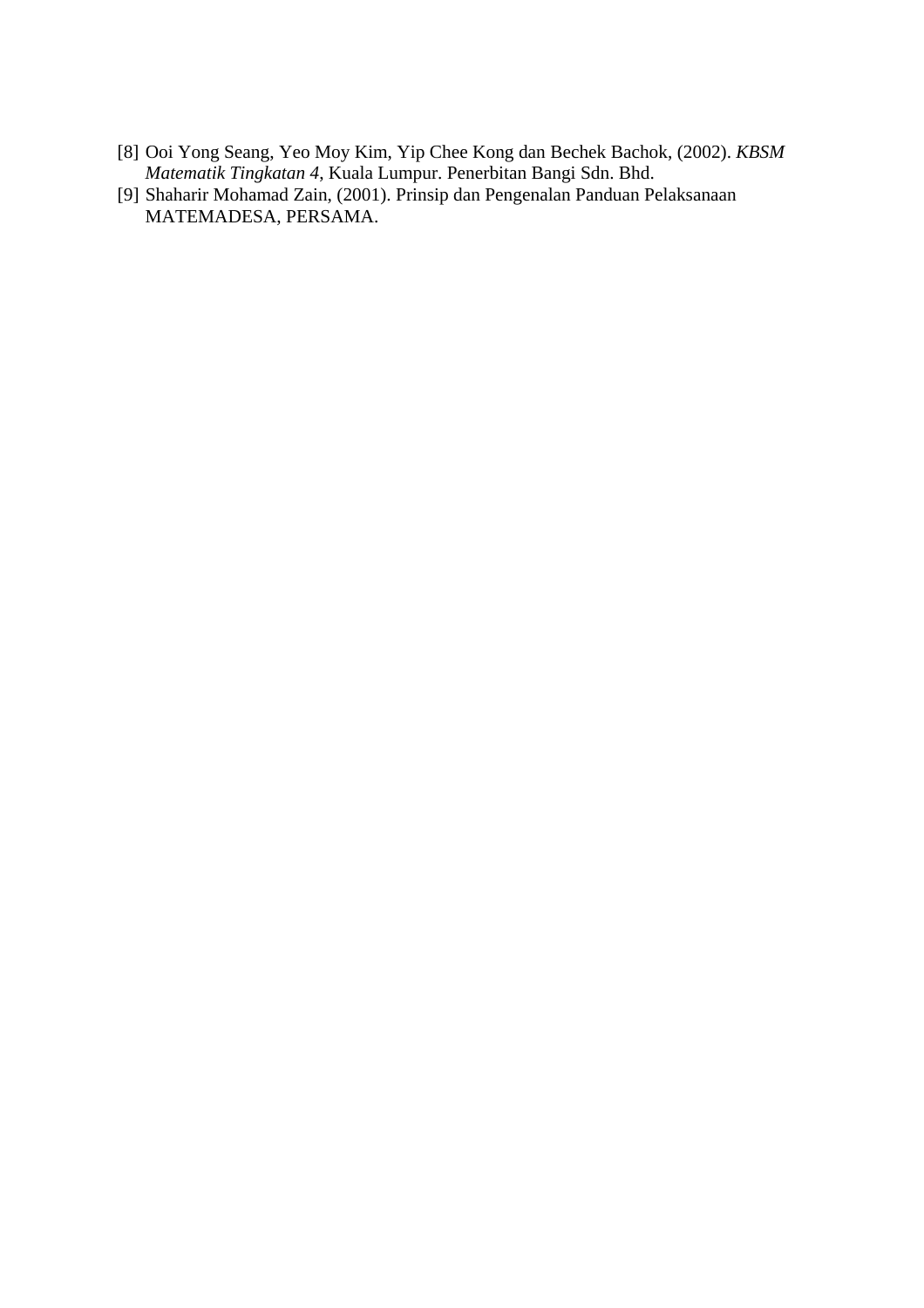[8] Ooi Yong Seang, Yeo Moy Kim, Yip Chee Kong dan Bechek Bachok, (2002). *KBSM Matematik Tingkatan 4*, Kuala Lumpur. Penerbitan Bangi Sdn. Bhd.

[9] Shaharir Mohamad Zain, (2001). Prinsip dan Pengenalan Panduan Pelaksanaan MATEMADESA, PERSAMA.